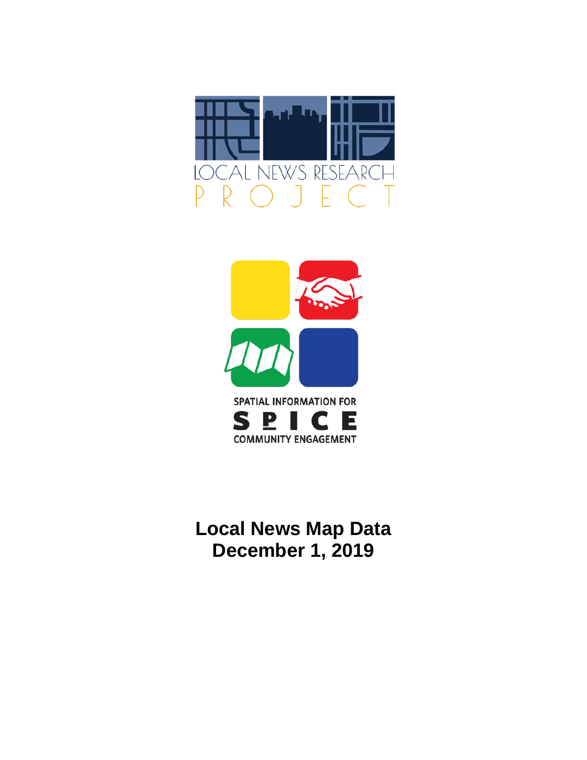LOCAL NEWS RESEARCH PROJECT

SPATIAL INFORMATION FOR COMMUNITY ENGAGEMENT

SPICE

# Local News Map Data
# December 1, 2019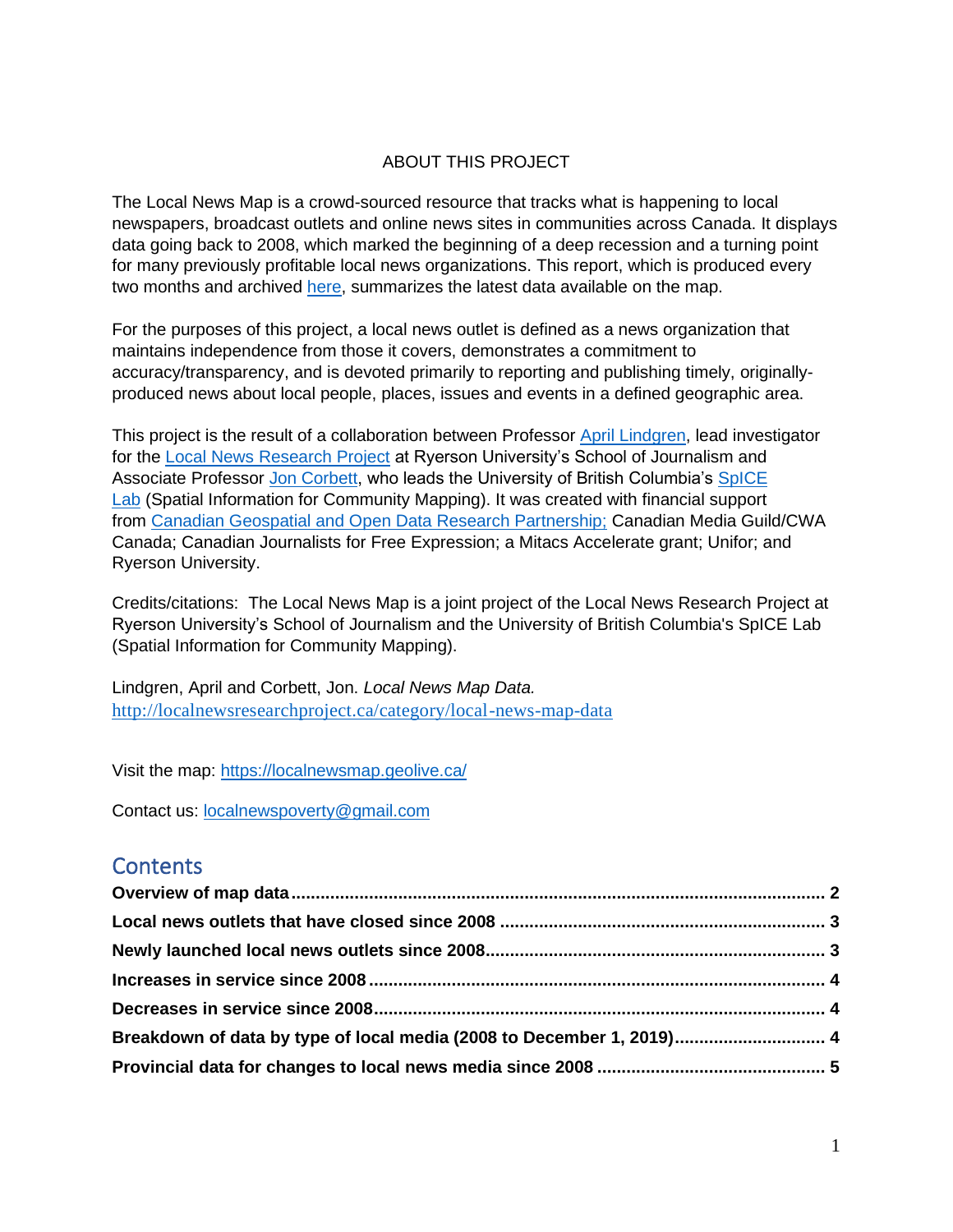ABOUT THIS PROJECT

The Local News Map is a crowd-sourced resource that tracks what is happening to local newspapers, broadcast outlets and online news sites in communities across Canada. It displays data going back to 2008, which marked the beginning of a deep recession and a turning point for many previously profitable local news organizations. This report, which is produced every two months and archived here, summarizes the latest data available on the map.

For the purposes of this project, a local news outlet is defined as a news organization that maintains independence from those it covers, demonstrates a commitment to accuracy/transparency, and is devoted primarily to reporting and publishing timely, originally-produced news about local people, places, issues and events in a defined geographic area.

This project is the result of a collaboration between Professor April Lindgren, lead investigator for the Local News Research Project at Ryerson University's School of Journalism and Associate Professor Jon Corbett, who leads the University of British Columbia's SpICE Lab (Spatial Information for Community Mapping). It was created with financial support from Canadian Geospatial and Open Data Research Partnership; Canadian Media Guild/CWA Canada; Canadian Journalists for Free Expression; a Mitacs Accelerate grant; Unifor; and Ryerson University.

Credits/citations: The Local News Map is a joint project of the Local News Research Project at Ryerson University's School of Journalism and the University of British Columbia's SpICE Lab (Spatial Information for Community Mapping).

Lindgren, April and Corbett, Jon. *Local News Map Data.* http://localnewsresearchproject.ca/category/local-news-map-data

Visit the map: https://localnewsmap.geolive.ca/

Contact us: localnewspoverty@gmail.com

## Contents

**Overview of map data ..... 2**

**Local news outlets that have closed since 2008 ..... 3**

**Newly launched local news outlets since 2008 ..... 3**

**Increases in service since 2008 ..... 4**

**Decreases in service since 2008 ..... 4**

**Breakdown of data by type of local media (2008 to December 1, 2019) ..... 4**

**Provincial data for changes to local news media since 2008 ..... 5**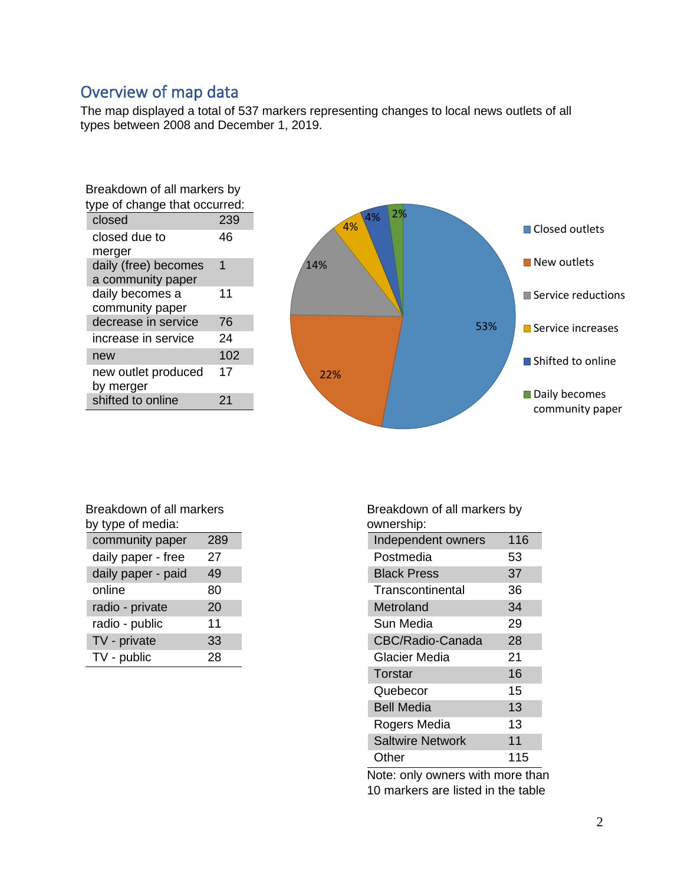## Overview of map data

The map displayed a total of 537 markers representing changes to local news outlets of all types between 2008 and December 1, 2019.

Breakdown of all markers by type of change that occurred:

| | |
|---|---|
| closed | 239 |
| closed due to merger | 46 |
| daily (free) becomes a community paper | 1 |
| daily becomes a community paper | 11 |
| decrease in service | 76 |
| increase in service | 24 |
| new | 102 |
| new outlet produced by merger | 17 |
| shifted to online | 21 |

| Category | Share |
|---|---|
| Closed outlets | 53% |
| New outlets | 22% |
| Service reductions | 14% |
| Service increases | 4% |
| Shifted to online | 4% |
| Daily becomes community paper | 2% |

Breakdown of all markers by type of media:

| | |
|---|---|
| community paper | 289 |
| daily paper - free | 27 |
| daily paper - paid | 49 |
| online | 80 |
| radio - private | 20 |
| radio - public | 11 |
| TV - private | 33 |
| TV - public | 28 |

Breakdown of all markers by ownership:

| | |
|---|---|
| Independent owners | 116 |
| Postmedia | 53 |
| Black Press | 37 |
| Transcontinental | 36 |
| Metroland | 34 |
| Sun Media | 29 |
| CBC/Radio-Canada | 28 |
| Glacier Media | 21 |
| Torstar | 16 |
| Quebecor | 15 |
| Bell Media | 13 |
| Rogers Media | 13 |
| Saltwire Network | 11 |
| Other | 115 |

Note: only owners with more than 10 markers are listed in the table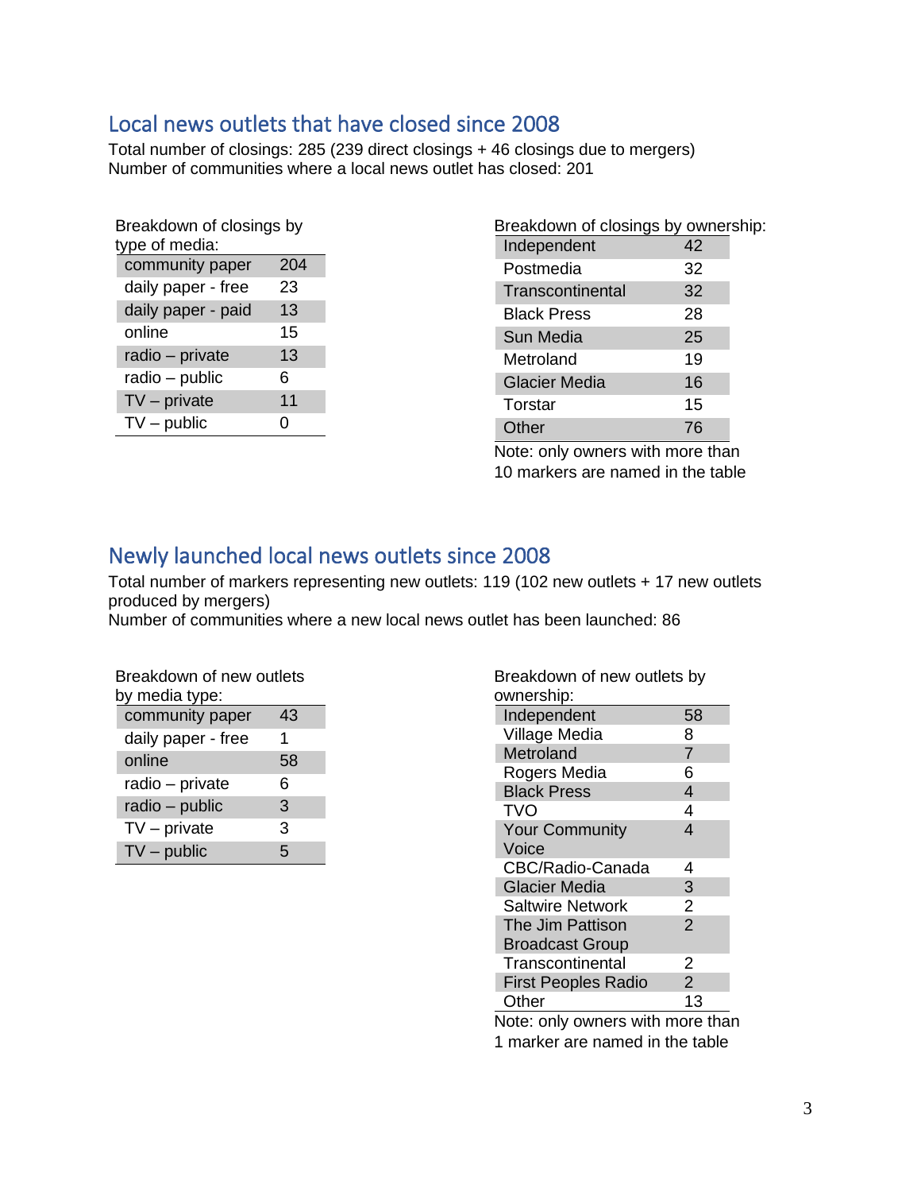## Local news outlets that have closed since 2008

Total number of closings: 285 (239 direct closings + 46 closings due to mergers)
Number of communities where a local news outlet has closed: 201

Breakdown of closings by type of media:

| | |
|---|---|
| community paper | 204 |
| daily paper - free | 23 |
| daily paper - paid | 13 |
| online | 15 |
| radio – private | 13 |
| radio – public | 6 |
| TV – private | 11 |
| TV – public | 0 |

Breakdown of closings by ownership:

| | |
|---|---|
| Independent | 42 |
| Postmedia | 32 |
| Transcontinental | 32 |
| Black Press | 28 |
| Sun Media | 25 |
| Metroland | 19 |
| Glacier Media | 16 |
| Torstar | 15 |
| Other | 76 |

Note: only owners with more than 10 markers are named in the table

## Newly launched local news outlets since 2008

Total number of markers representing new outlets: 119 (102 new outlets + 17 new outlets produced by mergers)
Number of communities where a new local news outlet has been launched: 86

Breakdown of new outlets by media type:

| | |
|---|---|
| community paper | 43 |
| daily paper - free | 1 |
| online | 58 |
| radio – private | 6 |
| radio – public | 3 |
| TV – private | 3 |
| TV – public | 5 |

Breakdown of new outlets by ownership:

| | |
|---|---|
| Independent | 58 |
| Village Media | 8 |
| Metroland | 7 |
| Rogers Media | 6 |
| Black Press | 4 |
| TVO | 4 |
| Your Community Voice | 4 |
| CBC/Radio-Canada | 4 |
| Glacier Media | 3 |
| Saltwire Network | 2 |
| The Jim Pattison Broadcast Group | 2 |
| Transcontinental | 2 |
| First Peoples Radio | 2 |
| Other | 13 |

Note: only owners with more than 1 marker are named in the table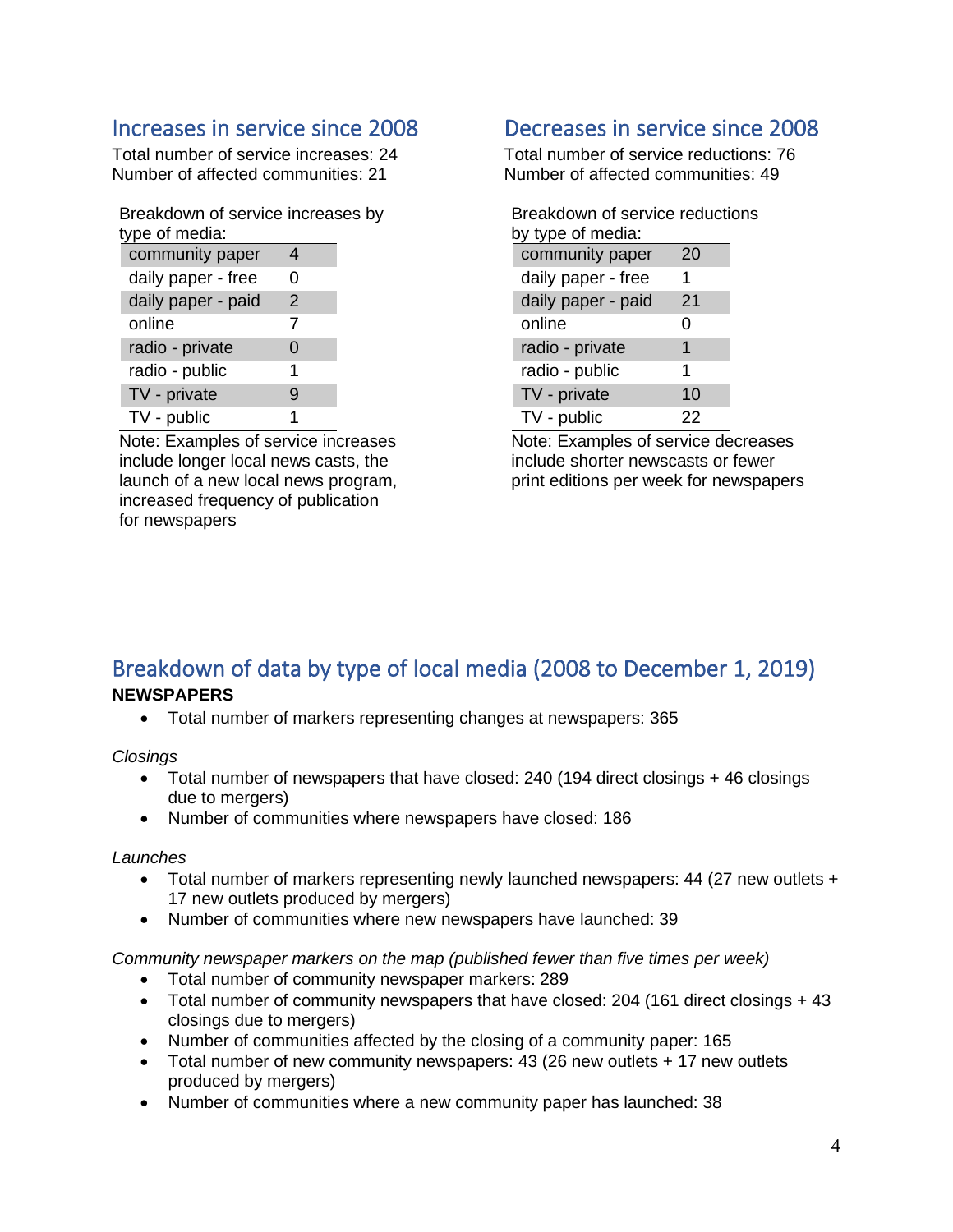## Increases in service since 2008

Total number of service increases: 24
Number of affected communities: 21

Breakdown of service increases by type of media:

| | |
|---|---|
| community paper | 4 |
| daily paper - free | 0 |
| daily paper - paid | 2 |
| online | 7 |
| radio - private | 0 |
| radio - public | 1 |
| TV - private | 9 |
| TV - public | 1 |

Note: Examples of service increases include longer local news casts, the launch of a new local news program, increased frequency of publication for newspapers

## Decreases in service since 2008

Total number of service reductions: 76
Number of affected communities: 49

Breakdown of service reductions by type of media:

| | |
|---|---|
| community paper | 20 |
| daily paper - free | 1 |
| daily paper - paid | 21 |
| online | 0 |
| radio - private | 1 |
| radio - public | 1 |
| TV - private | 10 |
| TV - public | 22 |

Note: Examples of service decreases include shorter newscasts or fewer print editions per week for newspapers

## Breakdown of data by type of local media (2008 to December 1, 2019)

**NEWSPAPERS**

- Total number of markers representing changes at newspapers: 365

*Closings*

- Total number of newspapers that have closed: 240 (194 direct closings + 46 closings due to mergers)
- Number of communities where newspapers have closed: 186

*Launches*

- Total number of markers representing newly launched newspapers: 44 (27 new outlets + 17 new outlets produced by mergers)
- Number of communities where new newspapers have launched: 39

*Community newspaper markers on the map (published fewer than five times per week)*

- Total number of community newspaper markers: 289
- Total number of community newspapers that have closed: 204 (161 direct closings + 43 closings due to mergers)
- Number of communities affected by the closing of a community paper: 165
- Total number of new community newspapers: 43 (26 new outlets + 17 new outlets produced by mergers)
- Number of communities where a new community paper has launched: 38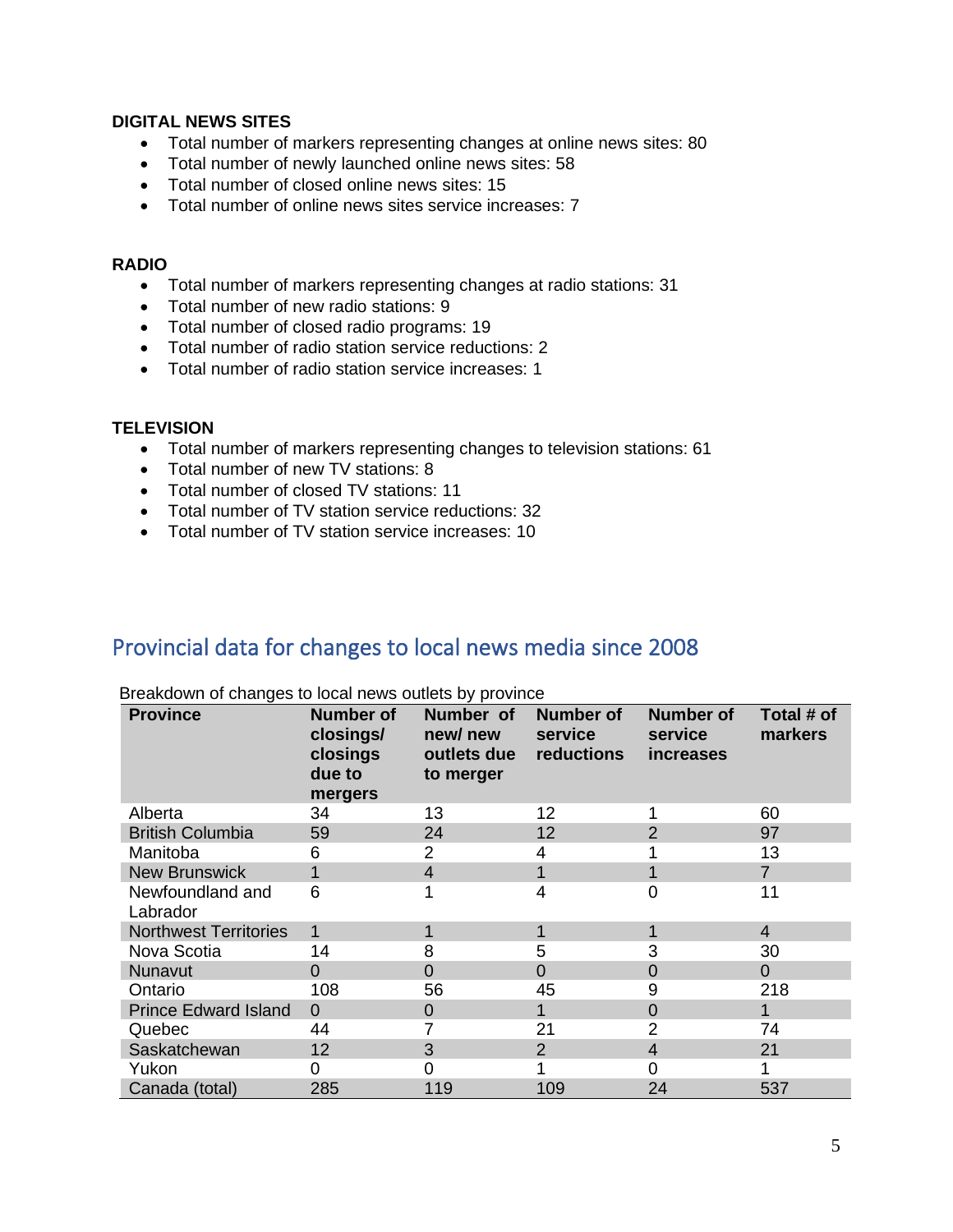**DIGITAL NEWS SITES**

- Total number of markers representing changes at online news sites: 80
- Total number of newly launched online news sites: 58
- Total number of closed online news sites: 15
- Total number of online news sites service increases: 7

**RADIO**

- Total number of markers representing changes at radio stations: 31
- Total number of new radio stations: 9
- Total number of closed radio programs: 19
- Total number of radio station service reductions: 2
- Total number of radio station service increases: 1

**TELEVISION**

- Total number of markers representing changes to television stations: 61
- Total number of new TV stations: 8
- Total number of closed TV stations: 11
- Total number of TV station service reductions: 32
- Total number of TV station service increases: 10

## Provincial data for changes to local news media since 2008

Breakdown of changes to local news outlets by province

| Province | Number of closings/ closings due to mergers | Number of new/ new outlets due to merger | Number of service reductions | Number of service increases | Total # of markers |
|---|---|---|---|---|---|
| Alberta | 34 | 13 | 12 | 1 | 60 |
| British Columbia | 59 | 24 | 12 | 2 | 97 |
| Manitoba | 6 | 2 | 4 | 1 | 13 |
| New Brunswick | 1 | 4 | 1 | 1 | 7 |
| Newfoundland and Labrador | 6 | 1 | 4 | 0 | 11 |
| Northwest Territories | 1 | 1 | 1 | 1 | 4 |
| Nova Scotia | 14 | 8 | 5 | 3 | 30 |
| Nunavut | 0 | 0 | 0 | 0 | 0 |
| Ontario | 108 | 56 | 45 | 9 | 218 |
| Prince Edward Island | 0 | 0 | 1 | 0 | 1 |
| Quebec | 44 | 7 | 21 | 2 | 74 |
| Saskatchewan | 12 | 3 | 2 | 4 | 21 |
| Yukon | 0 | 0 | 1 | 0 | 1 |
| Canada (total) | 285 | 119 | 109 | 24 | 537 |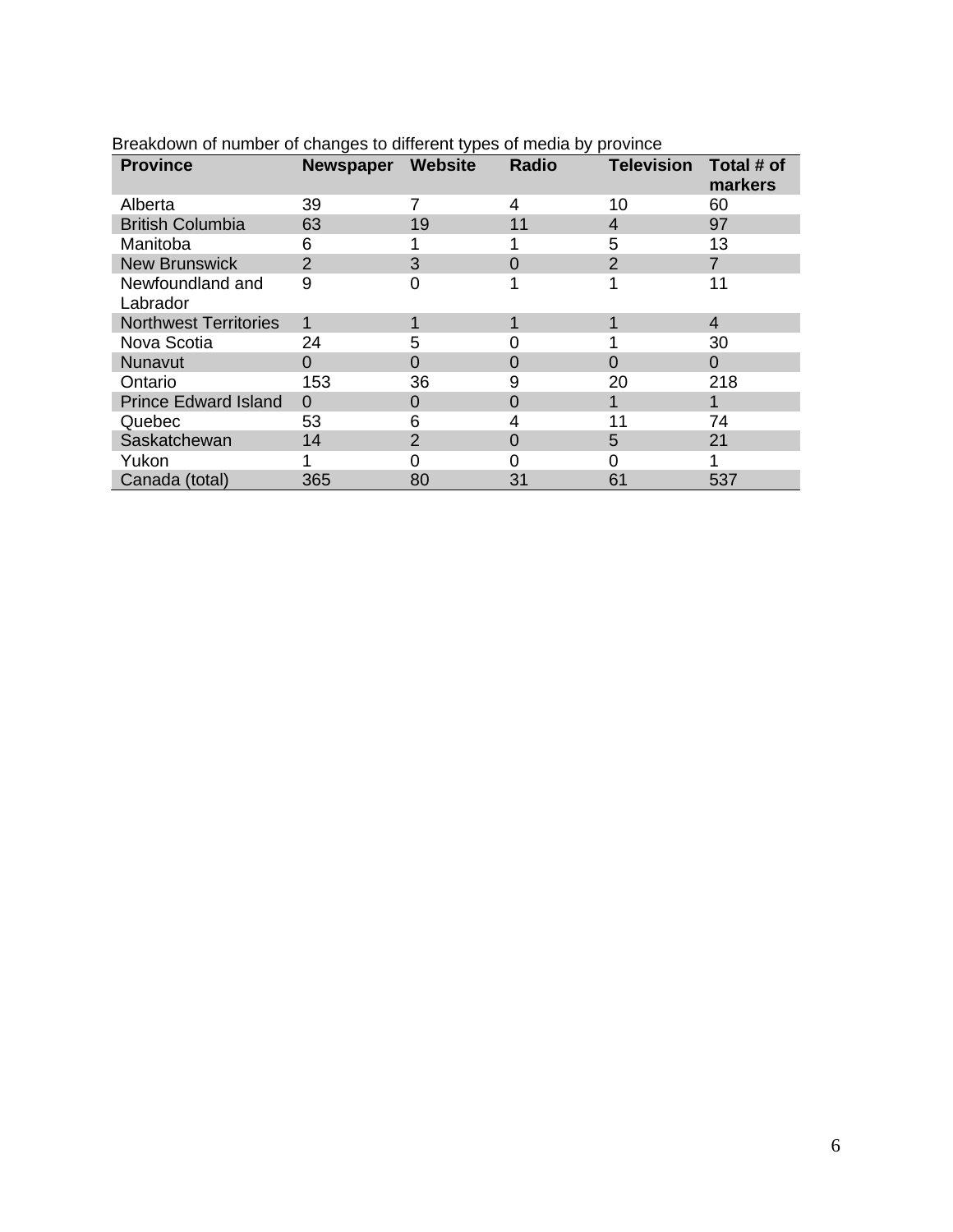Breakdown of number of changes to different types of media by province

| Province | Newspaper | Website | Radio | Television | Total # of markers |
|---|---|---|---|---|---|
| Alberta | 39 | 7 | 4 | 10 | 60 |
| British Columbia | 63 | 19 | 11 | 4 | 97 |
| Manitoba | 6 | 1 | 1 | 5 | 13 |
| New Brunswick | 2 | 3 | 0 | 2 | 7 |
| Newfoundland and Labrador | 9 | 0 | 1 | 1 | 11 |
| Northwest Territories | 1 | 1 | 1 | 1 | 4 |
| Nova Scotia | 24 | 5 | 0 | 1 | 30 |
| Nunavut | 0 | 0 | 0 | 0 | 0 |
| Ontario | 153 | 36 | 9 | 20 | 218 |
| Prince Edward Island | 0 | 0 | 0 | 1 | 1 |
| Quebec | 53 | 6 | 4 | 11 | 74 |
| Saskatchewan | 14 | 2 | 0 | 5 | 21 |
| Yukon | 1 | 0 | 0 | 0 | 1 |
| Canada (total) | 365 | 80 | 31 | 61 | 537 |